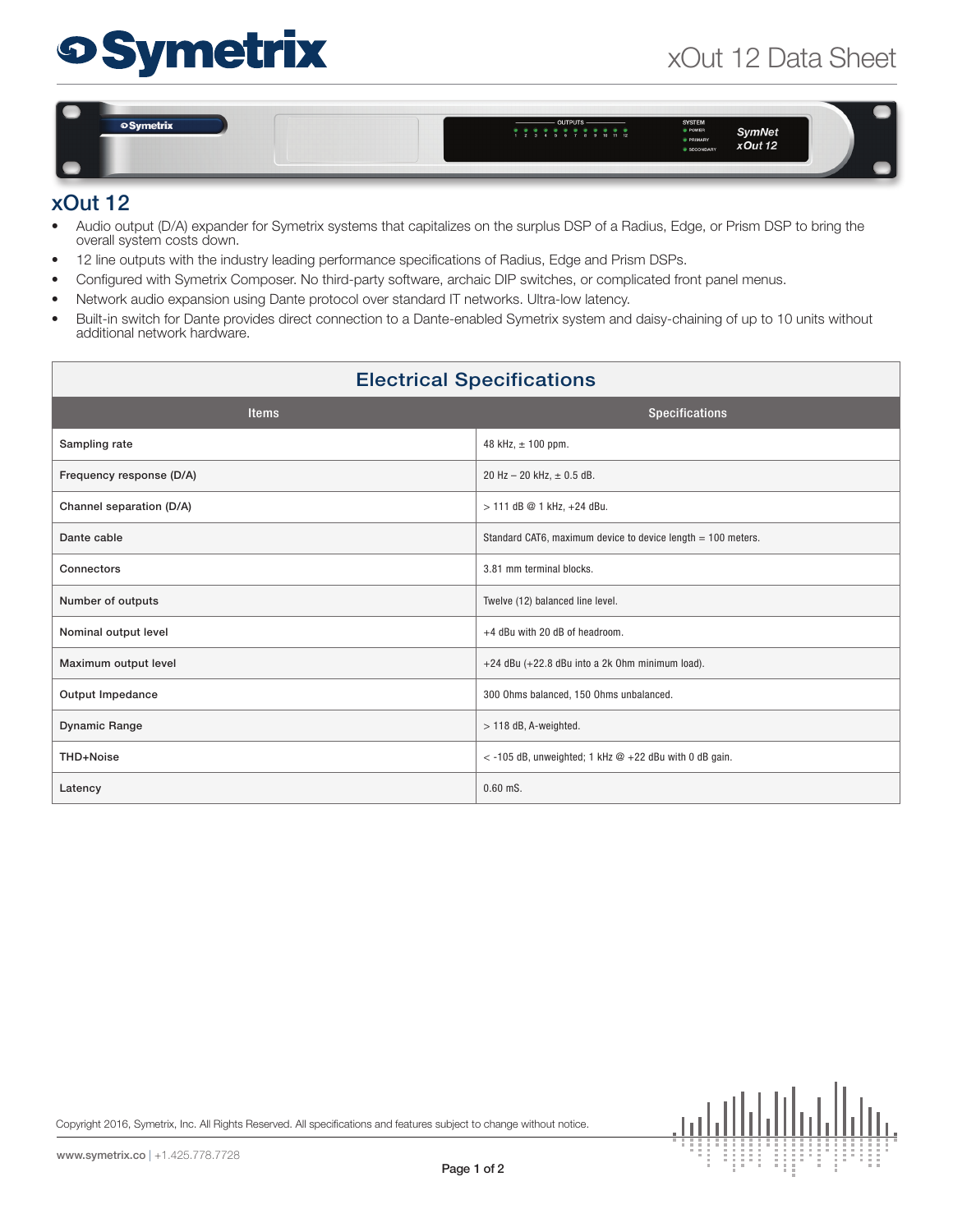# xOut 12 Data Sheet

## xOut 12

- Audio output (D/A) expander for Symetrix systems that capitalizes on the surplus DSP of a Radius, Edge, or Prism DSP to bring the overall system costs down.
- 12 line outputs with the industry leading performance specifications of Radius, Edge and Prism DSPs.
- Configured with Symetrix Composer. No third-party software, archaic DIP switches, or complicated front panel menus.
- Network audio expansion using Dante protocol over standard IT networks. Ultra-low latency.
- Built-in switch for Dante provides direct connection to a Dante-enabled Symetrix system and daisy-chaining of up to 10 units without additional network hardware.

## Electrical Specifications

| Items | Specifications |
|---|---|
| Sampling rate | 48 kHz, ± 100 ppm. |
| Frequency response (D/A) | 20 Hz – 20 kHz, ± 0.5 dB. |
| Channel separation (D/A) | > 111 dB @ 1 kHz, +24 dBu. |
| Dante cable | Standard CAT6, maximum device to device length = 100 meters. |
| Connectors | 3.81 mm terminal blocks. |
| Number of outputs | Twelve (12) balanced line level. |
| Nominal output level | +4 dBu with 20 dB of headroom. |
| Maximum output level | +24 dBu (+22.8 dBu into a 2k Ohm minimum load). |
| Output Impedance | 300 Ohms balanced, 150 Ohms unbalanced. |
| Dynamic Range | > 118 dB, A-weighted. |
| THD+Noise | < -105 dB, unweighted; 1 kHz @ +22 dBu with 0 dB gain. |
| Latency | 0.60 mS. |

Copyright 2016, Symetrix, Inc. All Rights Reserved. All specifications and features subject to change without notice.

www.symetrix.co | +1.425.778.7728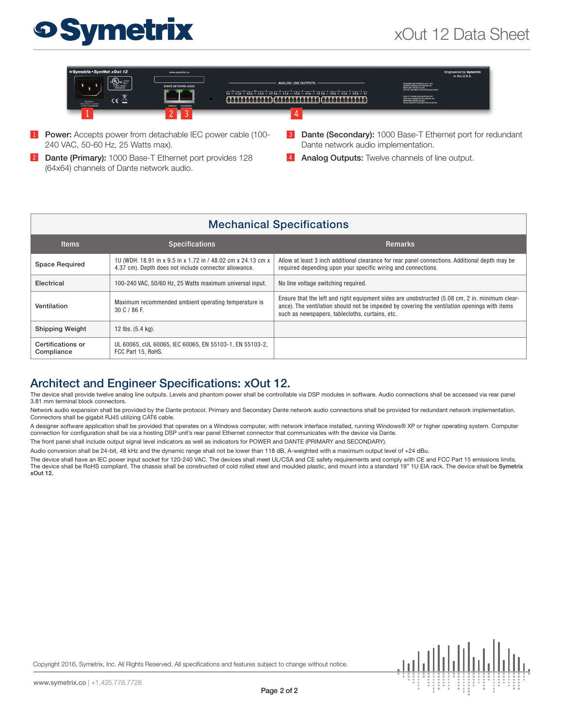1 **Power:** Accepts power from detachable IEC power cable (100-240 VAC, 50-60 Hz, 25 Watts max).

2 **Dante (Primary):** 1000 Base-T Ethernet port provides 128 (64x64) channels of Dante network audio.

3 **Dante (Secondary):** 1000 Base-T Ethernet port for redundant Dante network audio implementation.

4 **Analog Outputs:** Twelve channels of line output.

## Mechanical Specifications

| Items | Specifications | Remarks |
|---|---|---|
| Space Required | 1U (WDH: 18.91 in x 9.5 in x 1.72 in / 48.02 cm x 24.13 cm x 4.37 cm). Depth does not include connector allowance. | Allow at least 3 inch additional clearance for rear panel connections. Additional depth may be required depending upon your specific wiring and connections. |
| Electrical | 100-240 VAC, 50/60 Hz, 25 Watts maximum universal input. | No line voltage switching required. |
| Ventilation | Maximum recommended ambient operating temperature is 30 C / 86 F. | Ensure that the left and right equipment sides are unobstructed (5.08 cm, 2 in. minimum clearance). The ventilation should not be impeded by covering the ventilation openings with items such as newspapers, tablecloths, curtains, etc. |
| Shipping Weight | 12 lbs. (5.4 kg). | |
| Certifications or Compliance | UL 60065, cUL 60065, IEC 60065, EN 55103-1, EN 55103-2, FCC Part 15, RoHS. | |

## Architect and Engineer Specifications: xOut 12.

The device shall provide twelve analog line outputs. Levels and phantom power shall be controllable via DSP modules in software. Audio connections shall be accessed via rear panel 3.81 mm terminal block connectors.

Network audio expansion shall be provided by the Dante protocol. Primary and Secondary Dante network audio connections shall be provided for redundant network implementation. Connectors shall be gigabit RJ45 utilizing CAT6 cable.

A designer software application shall be provided that operates on a Windows computer, with network interface installed, running Windows® XP or higher operating system. Computer connection for configuration shall be via a hosting DSP unit's rear panel Ethernet connector that communicates with the device via Dante.

The front panel shall include output signal level indicators as well as indicators for POWER and DANTE (PRIMARY and SECONDARY).

Audio conversion shall be 24-bit, 48 kHz and the dynamic range shall not be lower than 118 dB, A-weighted with a maximum output level of +24 dBu.

The device shall have an IEC power input socket for 120-240 VAC. The devices shall meet UL/CSA and CE safety requirements and comply with CE and FCC Part 15 emissions limits. The device shall be RoHS compliant. The chassis shall be constructed of cold rolled steel and moulded plastic, and mount into a standard 19" 1U EIA rack. The device shall be **Symetrix xOut 12.**

Copyright 2016, Symetrix, Inc. All Rights Reserved. All specifications and features subject to change without notice.

www.symetrix.co | +1.425.778.7728